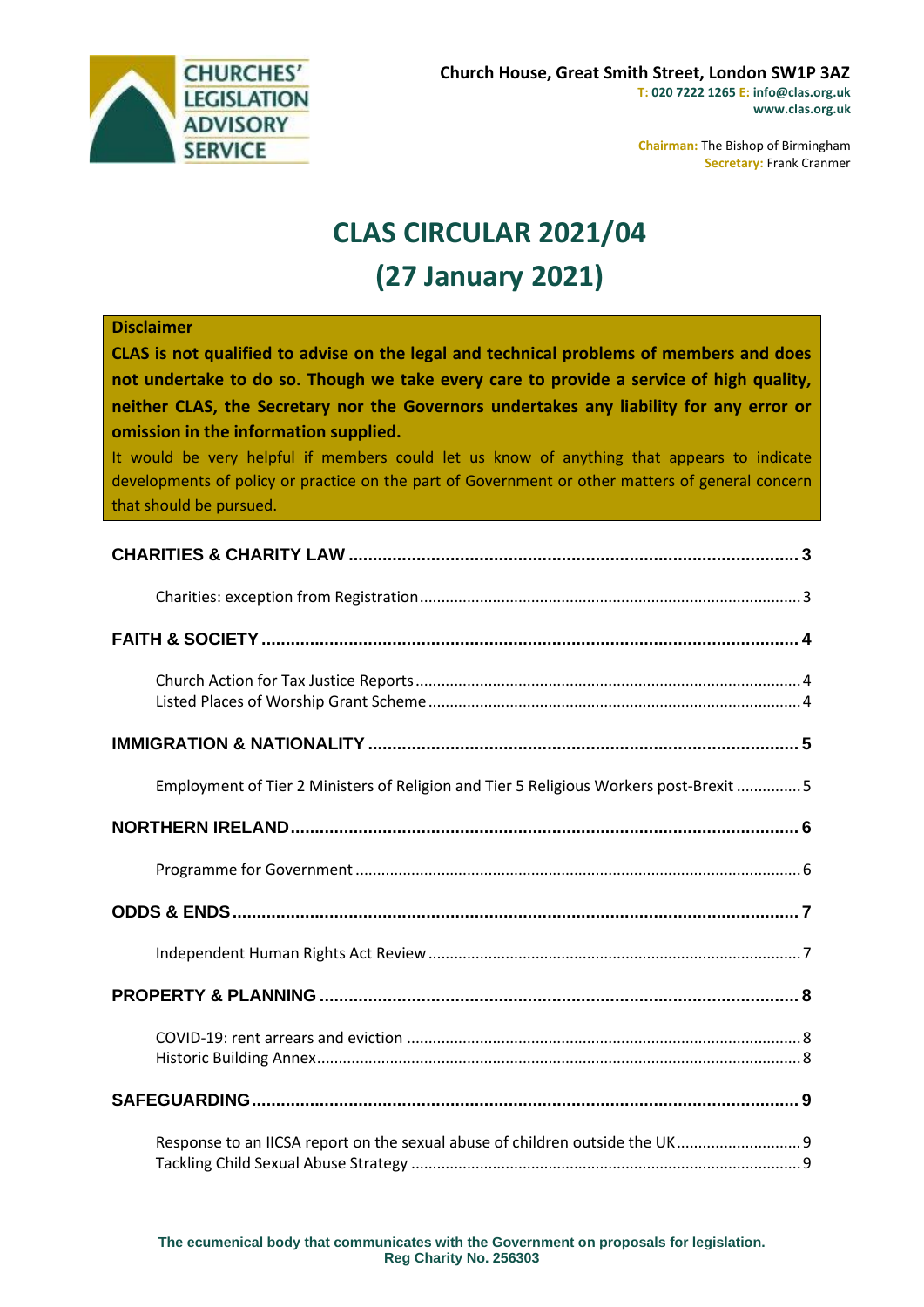CHURCHES' LEGISLATION ADVISORY SERVICE

**Church House, Great Smith Street, London SW1P 3AZ**
**T: 020 7222 1265 E: info@clas.org.uk**
**www.clas.org.uk**

**Chairman:** The Bishop of Birmingham
**Secretary:** Frank Cranmer

# CLAS CIRCULAR 2021/04
# (27 January 2021)

**Disclaimer**

**CLAS is not qualified to advise on the legal and technical problems of members and does not undertake to do so. Though we take every care to provide a service of high quality, neither CLAS, the Secretary nor the Governors undertakes any liability for any error or omission in the information supplied.**

It would be very helpful if members could let us know of anything that appears to indicate developments of policy or practice on the part of Government or other matters of general concern that should be pursued.

**CHARITIES & CHARITY LAW** ..... 3

- Charities: exception from Registration ..... 3

**FAITH & SOCIETY** ..... 4

- Church Action for Tax Justice Reports ..... 4
- Listed Places of Worship Grant Scheme ..... 4

**IMMIGRATION & NATIONALITY** ..... 5

- Employment of Tier 2 Ministers of Religion and Tier 5 Religious Workers post-Brexit ..... 5

**NORTHERN IRELAND** ..... 6

- Programme for Government ..... 6

**ODDS & ENDS** ..... 7

- Independent Human Rights Act Review ..... 7

**PROPERTY & PLANNING** ..... 8

- COVID-19: rent arrears and eviction ..... 8
- Historic Building Annex ..... 8

**SAFEGUARDING** ..... 9

- Response to an IICSA report on the sexual abuse of children outside the UK ..... 9
- Tackling Child Sexual Abuse Strategy ..... 9

**The ecumenical body that communicates with the Government on proposals for legislation.**
**Reg Charity No. 256303**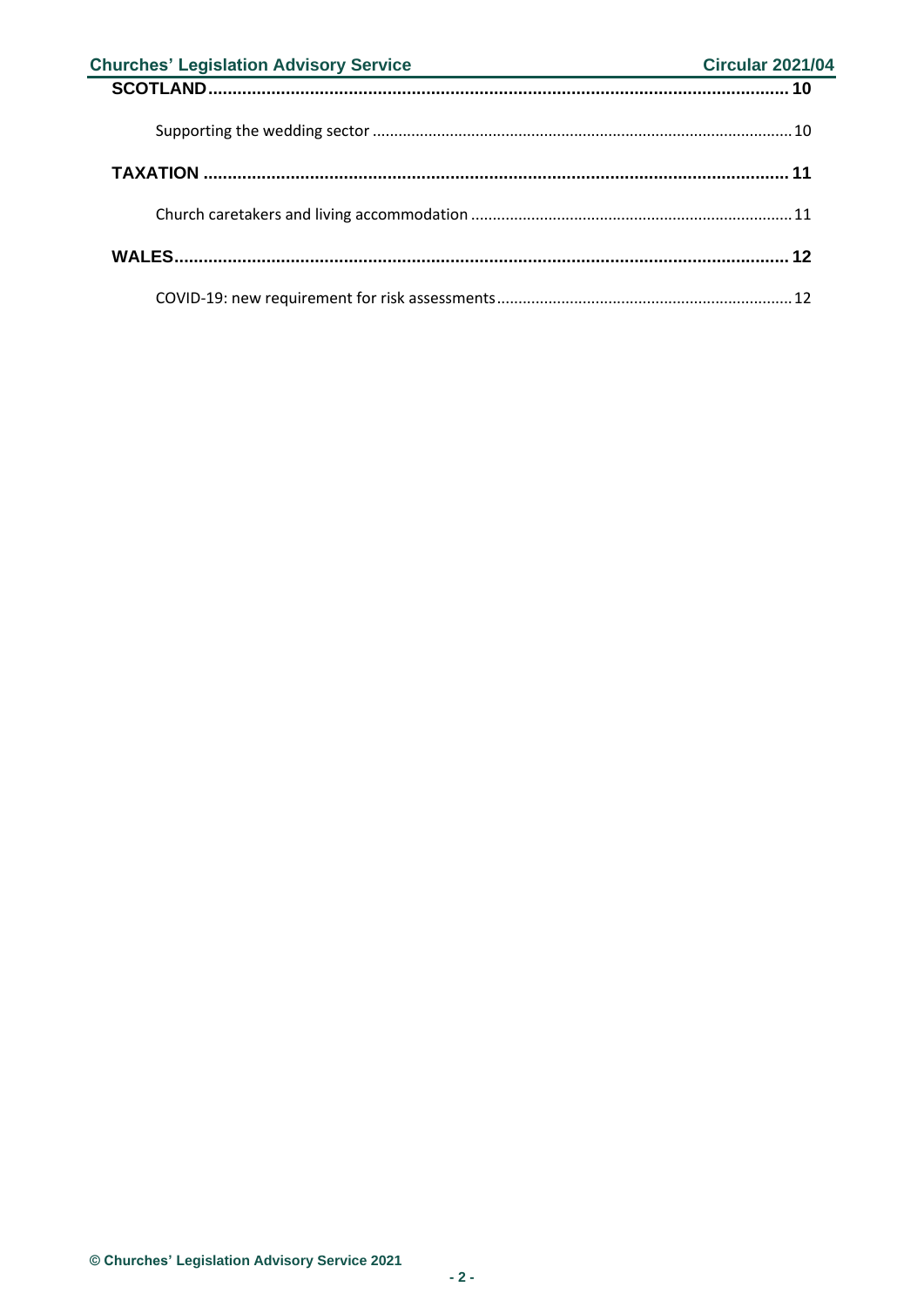**SCOTLAND** ........................................................................................................................ 10

Supporting the wedding sector ................................................................................................ 10

**TAXATION** ........................................................................................................................ 11

Church caretakers and living accommodation .......................................................................... 11

**WALES** .............................................................................................................................. 12

COVID-19: new requirement for risk assessments .................................................................... 12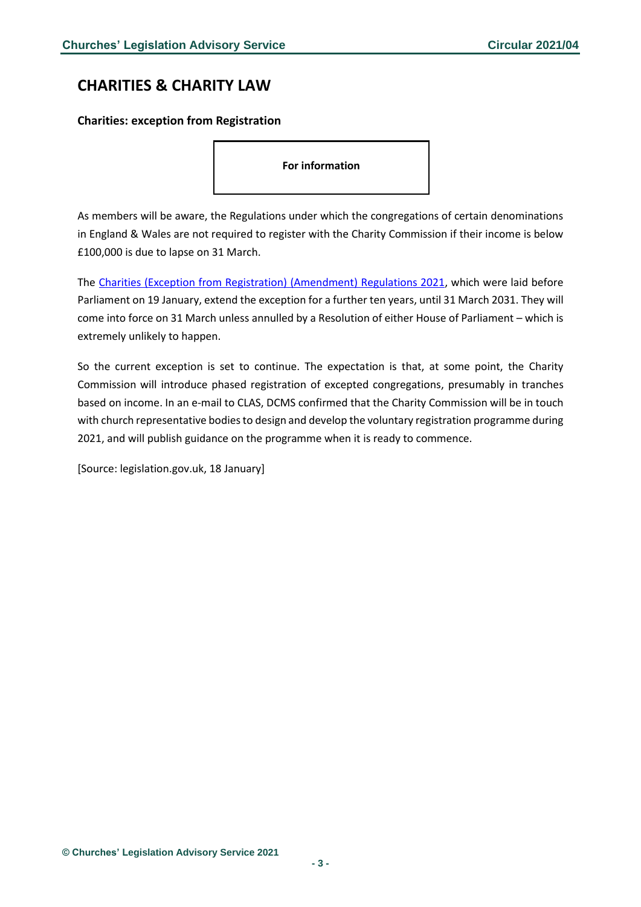## CHARITIES & CHARITY LAW

### Charities: exception from Registration

**For information**

As members will be aware, the Regulations under which the congregations of certain denominations in England & Wales are not required to register with the Charity Commission if their income is below £100,000 is due to lapse on 31 March.

The Charities (Exception from Registration) (Amendment) Regulations 2021, which were laid before Parliament on 19 January, extend the exception for a further ten years, until 31 March 2031. They will come into force on 31 March unless annulled by a Resolution of either House of Parliament – which is extremely unlikely to happen.

So the current exception is set to continue. The expectation is that, at some point, the Charity Commission will introduce phased registration of excepted congregations, presumably in tranches based on income. In an e-mail to CLAS, DCMS confirmed that the Charity Commission will be in touch with church representative bodies to design and develop the voluntary registration programme during 2021, and will publish guidance on the programme when it is ready to commence.

[Source: legislation.gov.uk, 18 January]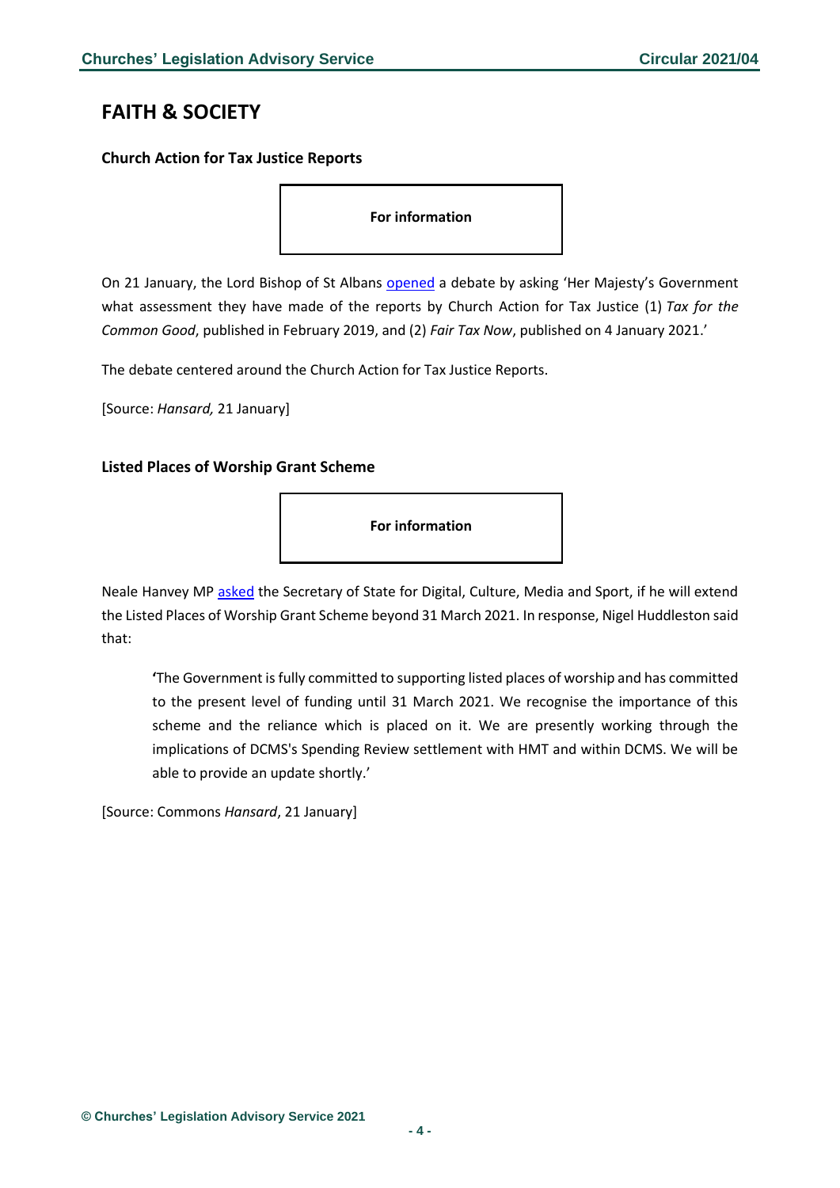# FAITH & SOCIETY

### Church Action for Tax Justice Reports

**For information**

On 21 January, the Lord Bishop of St Albans opened a debate by asking 'Her Majesty's Government what assessment they have made of the reports by Church Action for Tax Justice (1) *Tax for the Common Good*, published in February 2019, and (2) *Fair Tax Now*, published on 4 January 2021.'

The debate centered around the Church Action for Tax Justice Reports.

[Source: *Hansard,* 21 January]

### Listed Places of Worship Grant Scheme

**For information**

Neale Hanvey MP asked the Secretary of State for Digital, Culture, Media and Sport, if he will extend the Listed Places of Worship Grant Scheme beyond 31 March 2021. In response, Nigel Huddleston said that:

> 'The Government is fully committed to supporting listed places of worship and has committed to the present level of funding until 31 March 2021. We recognise the importance of this scheme and the reliance which is placed on it. We are presently working through the implications of DCMS's Spending Review settlement with HMT and within DCMS. We will be able to provide an update shortly.'

[Source: Commons *Hansard*, 21 January]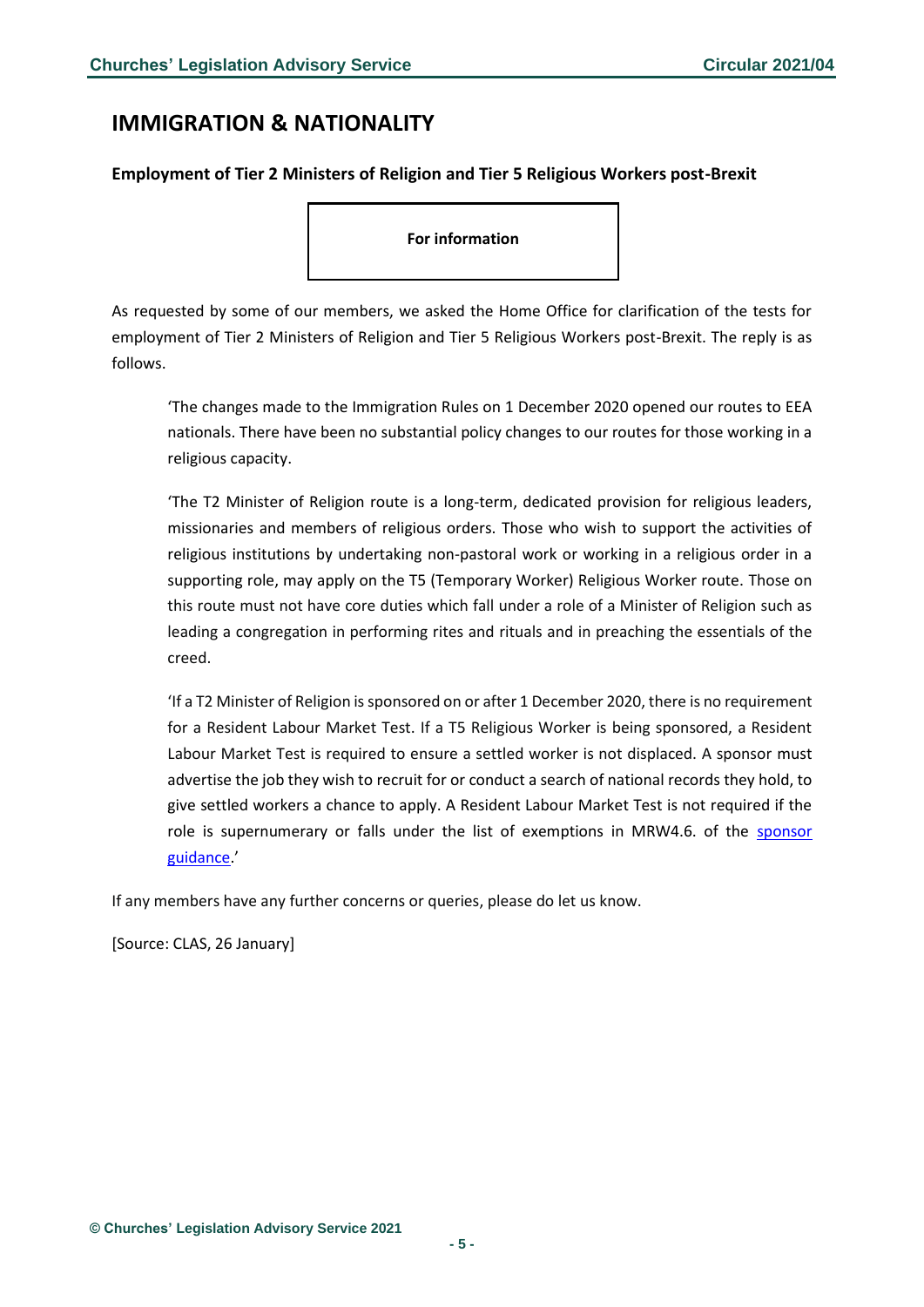## IMMIGRATION & NATIONALITY

### Employment of Tier 2 Ministers of Religion and Tier 5 Religious Workers post-Brexit

**For information**

As requested by some of our members, we asked the Home Office for clarification of the tests for employment of Tier 2 Ministers of Religion and Tier 5 Religious Workers post-Brexit. The reply is as follows.

> 'The changes made to the Immigration Rules on 1 December 2020 opened our routes to EEA nationals. There have been no substantial policy changes to our routes for those working in a religious capacity.
>
> 'The T2 Minister of Religion route is a long-term, dedicated provision for religious leaders, missionaries and members of religious orders. Those who wish to support the activities of religious institutions by undertaking non-pastoral work or working in a religious order in a supporting role, may apply on the T5 (Temporary Worker) Religious Worker route. Those on this route must not have core duties which fall under a role of a Minister of Religion such as leading a congregation in performing rites and rituals and in preaching the essentials of the creed.
>
> 'If a T2 Minister of Religion is sponsored on or after 1 December 2020, there is no requirement for a Resident Labour Market Test. If a T5 Religious Worker is being sponsored, a Resident Labour Market Test is required to ensure a settled worker is not displaced. A sponsor must advertise the job they wish to recruit for or conduct a search of national records they hold, to give settled workers a chance to apply. A Resident Labour Market Test is not required if the role is supernumerary or falls under the list of exemptions in MRW4.6. of the sponsor guidance.'

If any members have any further concerns or queries, please do let us know.

[Source: CLAS, 26 January]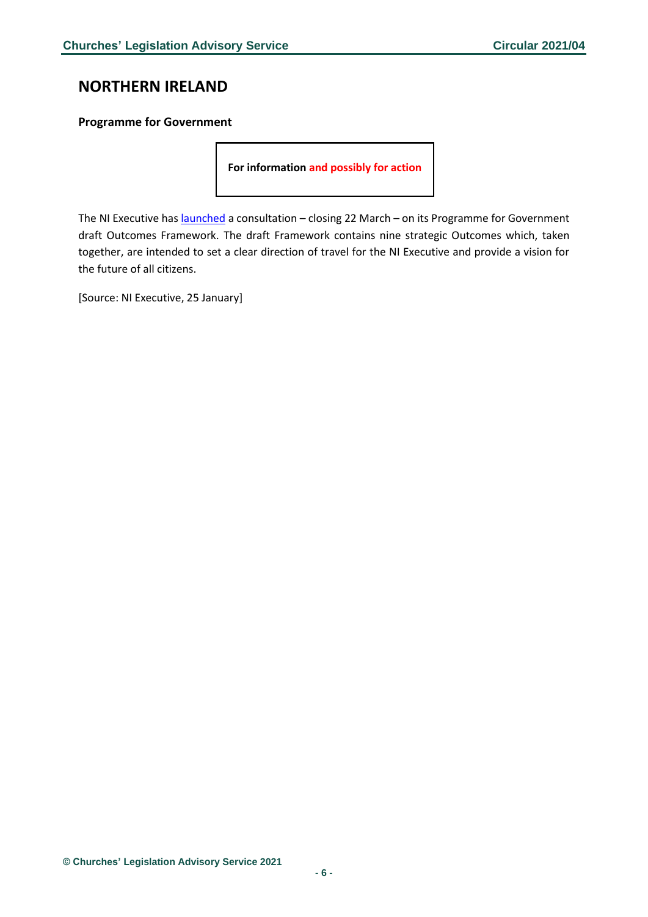## NORTHERN IRELAND

### Programme for Government

**For information and possibly for action**

The NI Executive has launched a consultation – closing 22 March – on its Programme for Government draft Outcomes Framework. The draft Framework contains nine strategic Outcomes which, taken together, are intended to set a clear direction of travel for the NI Executive and provide a vision for the future of all citizens.

[Source: NI Executive, 25 January]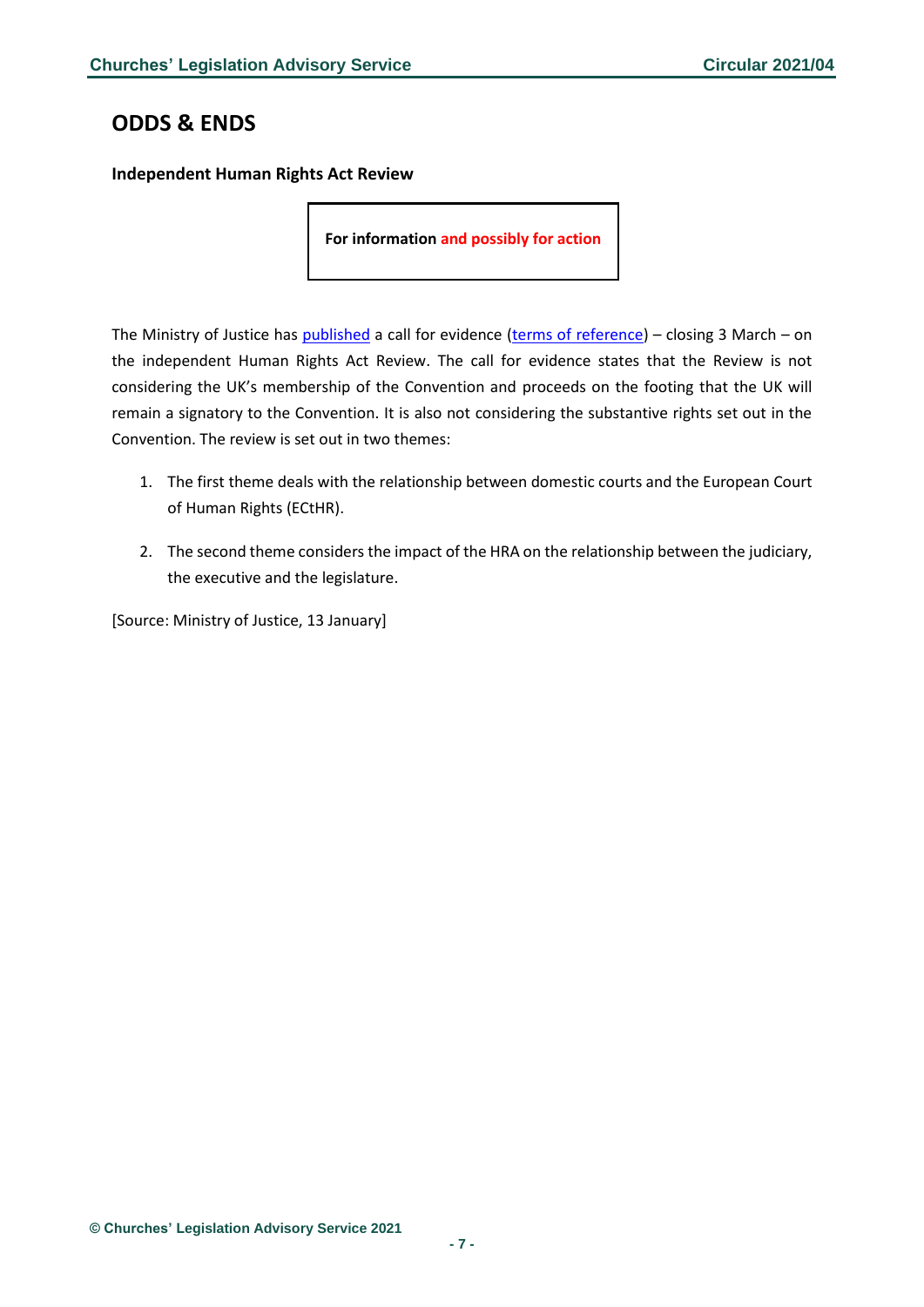## ODDS & ENDS

**Independent Human Rights Act Review**

**For information and possibly for action**

The Ministry of Justice has published a call for evidence (terms of reference) – closing 3 March – on the independent Human Rights Act Review. The call for evidence states that the Review is not considering the UK's membership of the Convention and proceeds on the footing that the UK will remain a signatory to the Convention. It is also not considering the substantive rights set out in the Convention. The review is set out in two themes:

1. The first theme deals with the relationship between domestic courts and the European Court of Human Rights (ECtHR).

2. The second theme considers the impact of the HRA on the relationship between the judiciary, the executive and the legislature.

[Source: Ministry of Justice, 13 January]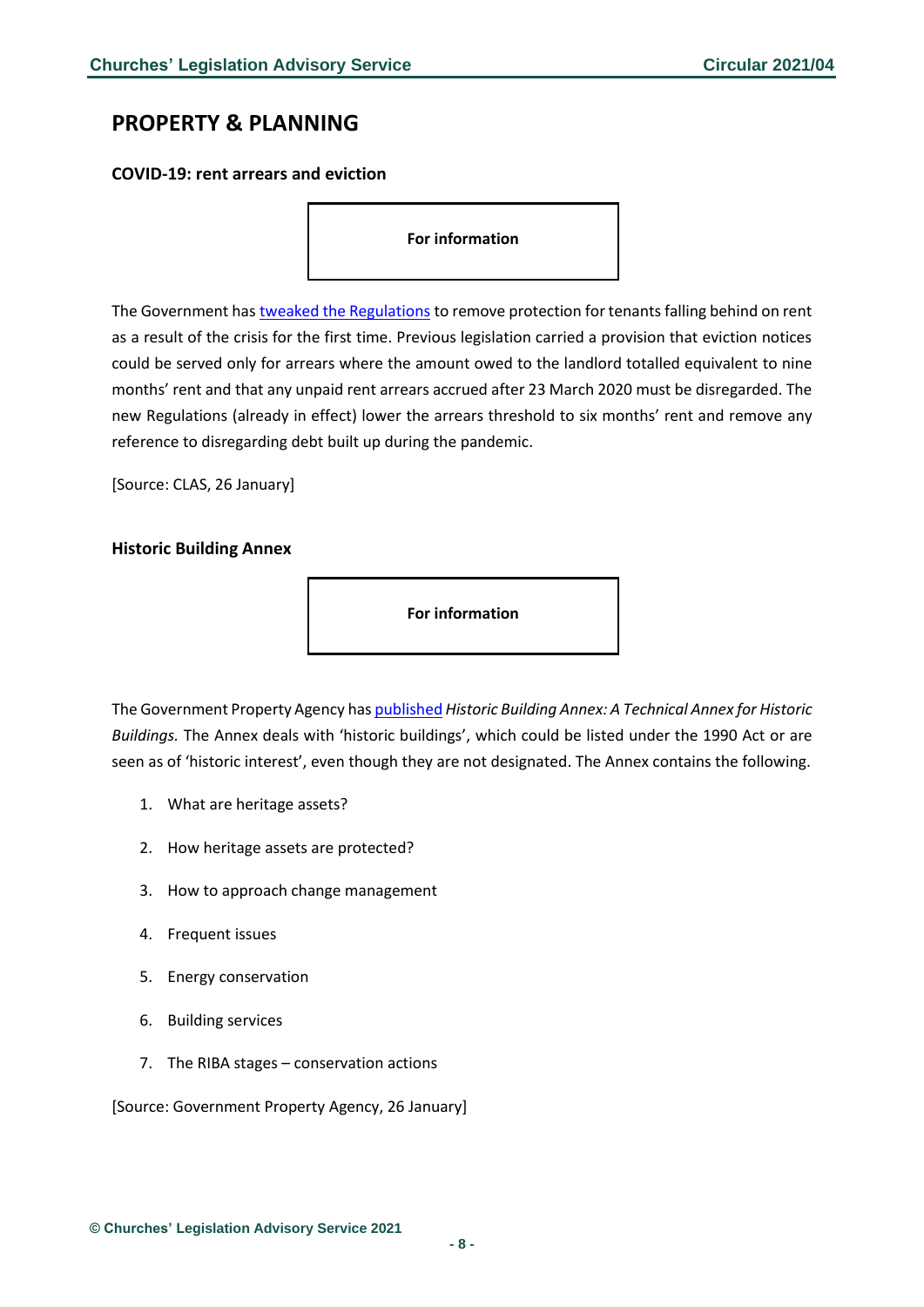## PROPERTY & PLANNING

### COVID-19: rent arrears and eviction

**For information**

The Government has tweaked the Regulations to remove protection for tenants falling behind on rent as a result of the crisis for the first time. Previous legislation carried a provision that eviction notices could be served only for arrears where the amount owed to the landlord totalled equivalent to nine months' rent and that any unpaid rent arrears accrued after 23 March 2020 must be disregarded. The new Regulations (already in effect) lower the arrears threshold to six months' rent and remove any reference to disregarding debt built up during the pandemic.

[Source: CLAS, 26 January]

### Historic Building Annex

**For information**

The Government Property Agency has published *Historic Building Annex: A Technical Annex for Historic Buildings.* The Annex deals with 'historic buildings', which could be listed under the 1990 Act or are seen as of 'historic interest', even though they are not designated. The Annex contains the following.

1. What are heritage assets?
2. How heritage assets are protected?
3. How to approach change management
4. Frequent issues
5. Energy conservation
6. Building services
7. The RIBA stages – conservation actions

[Source: Government Property Agency, 26 January]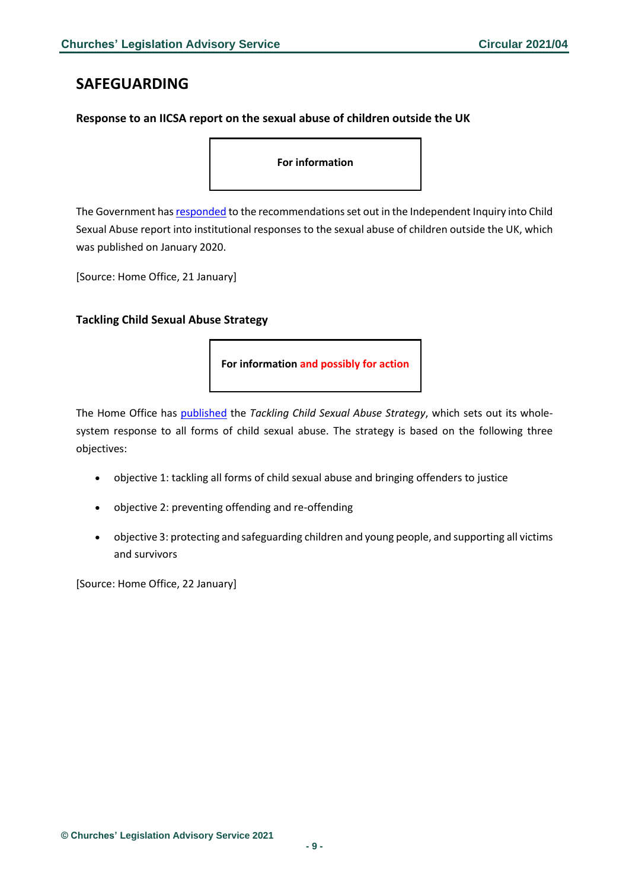# SAFEGUARDING

### Response to an IICSA report on the sexual abuse of children outside the UK

**For information**

The Government has responded to the recommendations set out in the Independent Inquiry into Child Sexual Abuse report into institutional responses to the sexual abuse of children outside the UK, which was published on January 2020.

[Source: Home Office, 21 January]

### Tackling Child Sexual Abuse Strategy

**For information and possibly for action**

The Home Office has published the *Tackling Child Sexual Abuse Strategy*, which sets out its whole-system response to all forms of child sexual abuse. The strategy is based on the following three objectives:

- objective 1: tackling all forms of child sexual abuse and bringing offenders to justice
- objective 2: preventing offending and re-offending
- objective 3: protecting and safeguarding children and young people, and supporting all victims and survivors

[Source: Home Office, 22 January]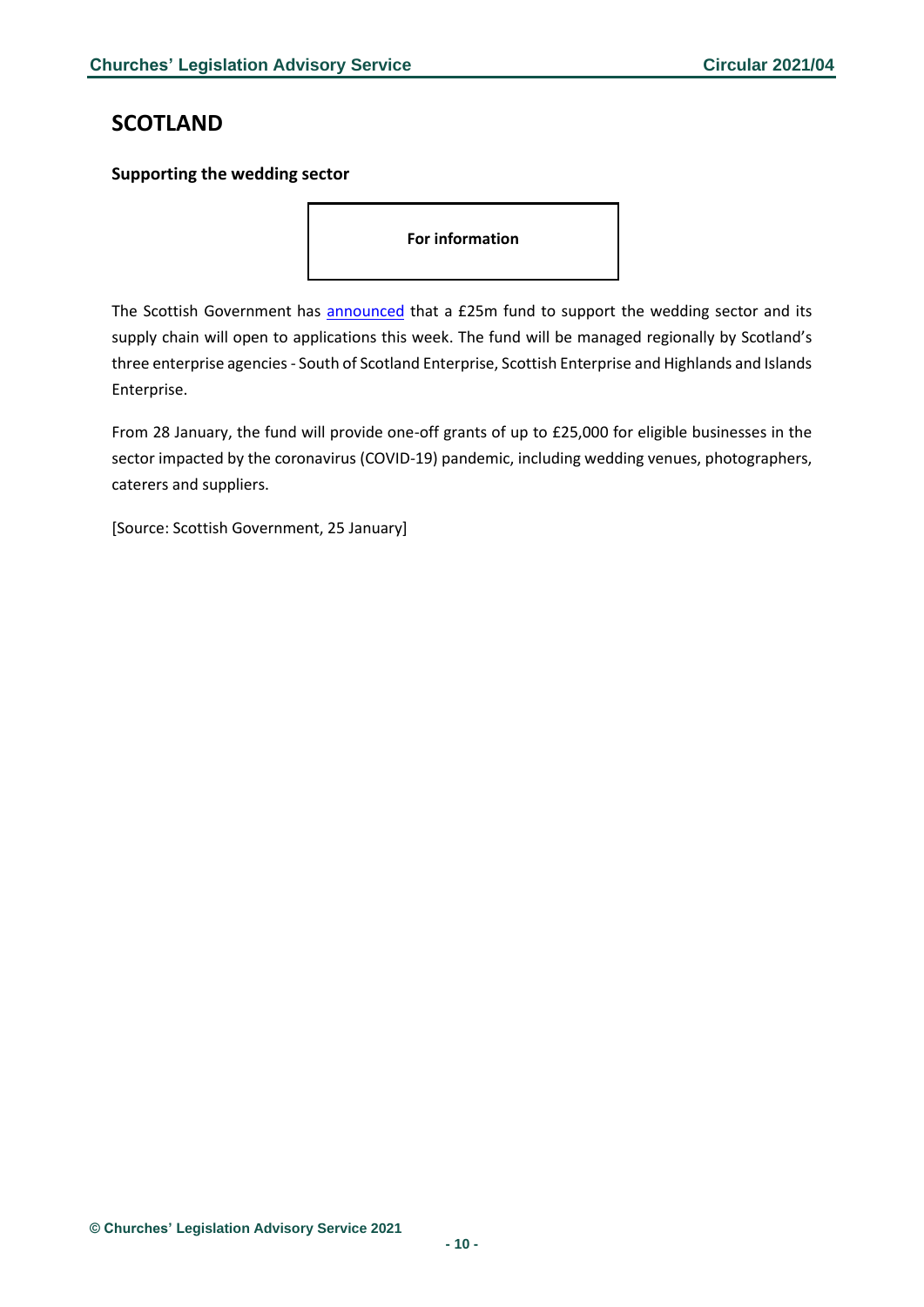## SCOTLAND

### Supporting the wedding sector

**For information**

The Scottish Government has announced that a £25m fund to support the wedding sector and its supply chain will open to applications this week. The fund will be managed regionally by Scotland's three enterprise agencies - South of Scotland Enterprise, Scottish Enterprise and Highlands and Islands Enterprise.

From 28 January, the fund will provide one-off grants of up to £25,000 for eligible businesses in the sector impacted by the coronavirus (COVID-19) pandemic, including wedding venues, photographers, caterers and suppliers.

[Source: Scottish Government, 25 January]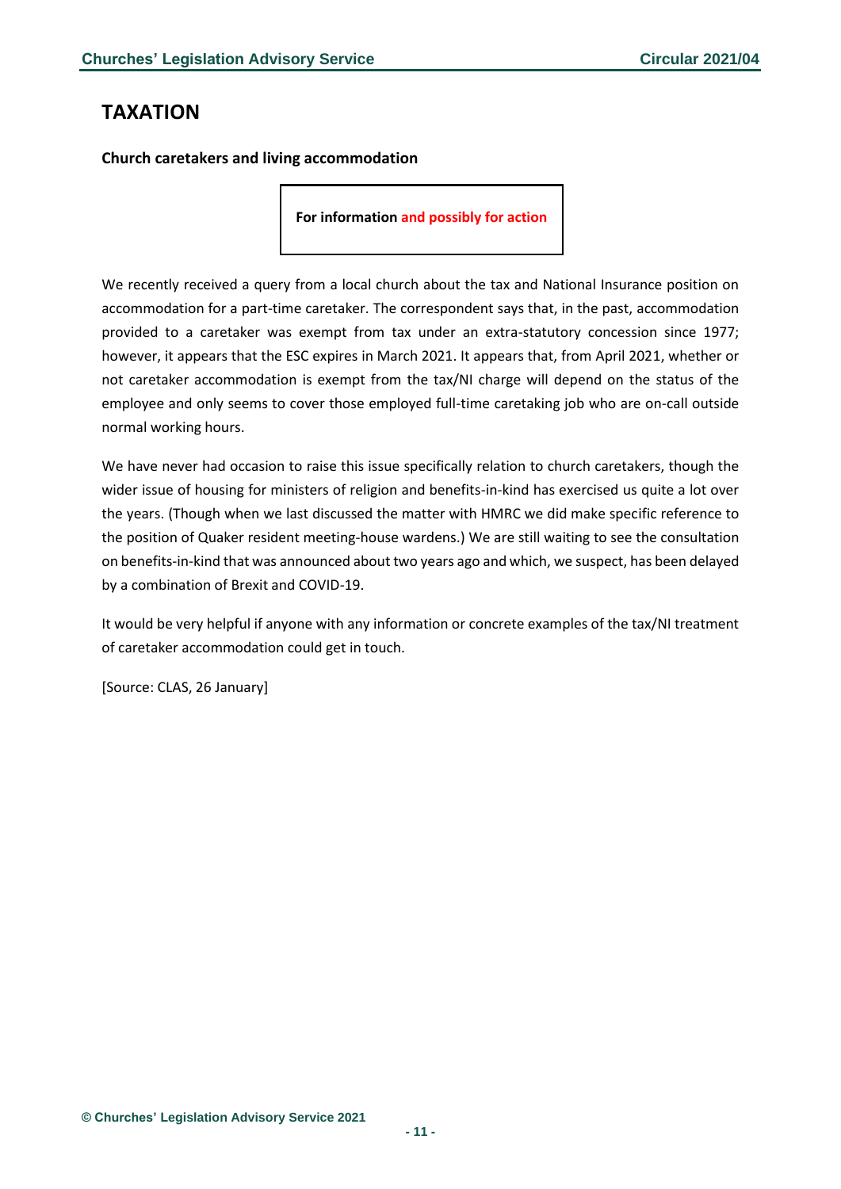# TAXATION

### Church caretakers and living accommodation

**For information and possibly for action**

We recently received a query from a local church about the tax and National Insurance position on accommodation for a part-time caretaker. The correspondent says that, in the past, accommodation provided to a caretaker was exempt from tax under an extra-statutory concession since 1977; however, it appears that the ESC expires in March 2021. It appears that, from April 2021, whether or not caretaker accommodation is exempt from the tax/NI charge will depend on the status of the employee and only seems to cover those employed full-time caretaking job who are on-call outside normal working hours.

We have never had occasion to raise this issue specifically relation to church caretakers, though the wider issue of housing for ministers of religion and benefits-in-kind has exercised us quite a lot over the years. (Though when we last discussed the matter with HMRC we did make specific reference to the position of Quaker resident meeting-house wardens.) We are still waiting to see the consultation on benefits-in-kind that was announced about two years ago and which, we suspect, has been delayed by a combination of Brexit and COVID-19.

It would be very helpful if anyone with any information or concrete examples of the tax/NI treatment of caretaker accommodation could get in touch.

[Source: CLAS, 26 January]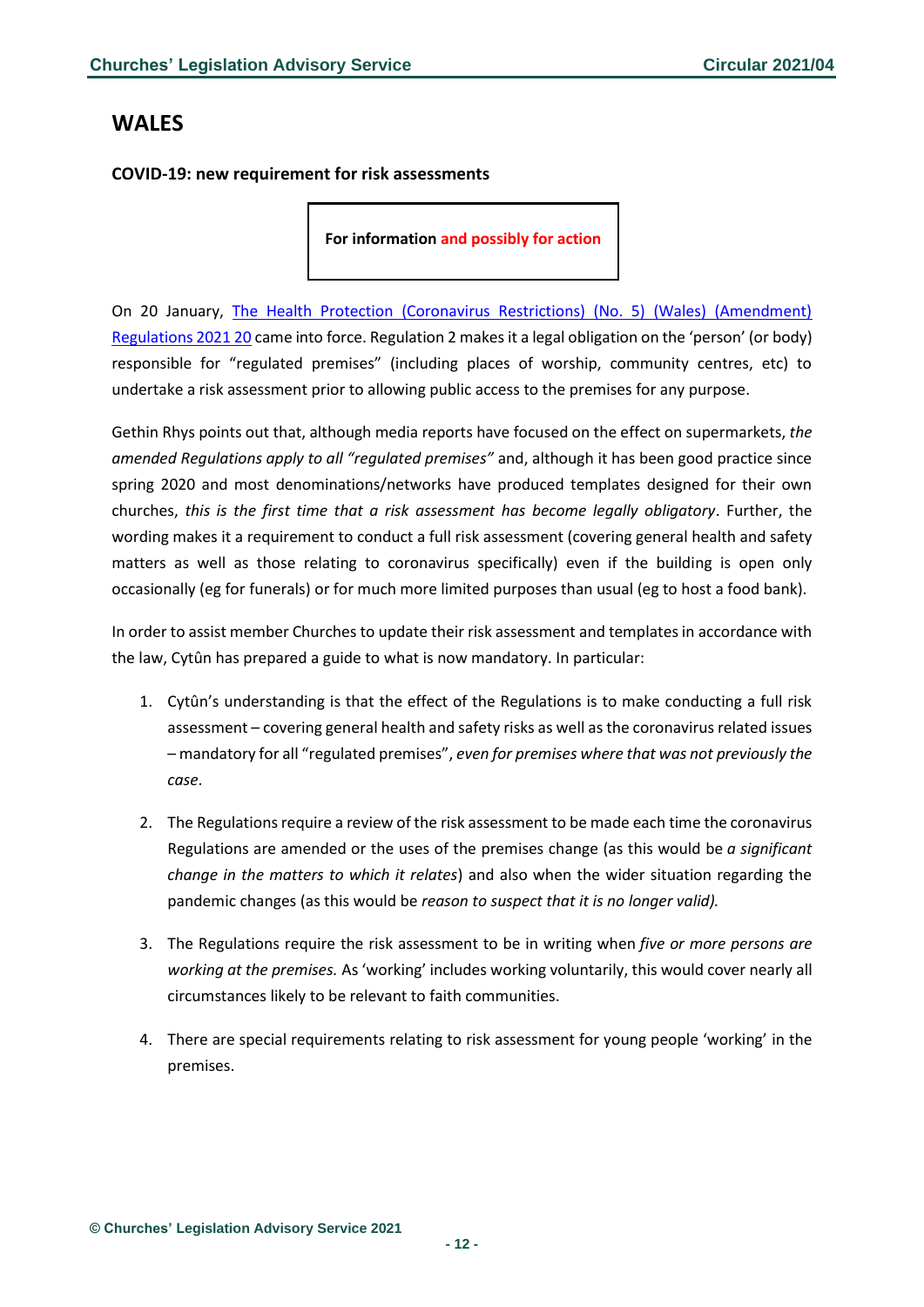## WALES

### COVID-19: new requirement for risk assessments

**For information and possibly for action**

On 20 January, The Health Protection (Coronavirus Restrictions) (No. 5) (Wales) (Amendment) Regulations 2021 20 came into force. Regulation 2 makes it a legal obligation on the 'person' (or body) responsible for "regulated premises" (including places of worship, community centres, etc) to undertake a risk assessment prior to allowing public access to the premises for any purpose.

Gethin Rhys points out that, although media reports have focused on the effect on supermarkets, *the amended Regulations apply to all "regulated premises"* and, although it has been good practice since spring 2020 and most denominations/networks have produced templates designed for their own churches, *this is the first time that a risk assessment has become legally obligatory*. Further, the wording makes it a requirement to conduct a full risk assessment (covering general health and safety matters as well as those relating to coronavirus specifically) even if the building is open only occasionally (eg for funerals) or for much more limited purposes than usual (eg to host a food bank).

In order to assist member Churches to update their risk assessment and templates in accordance with the law, Cytûn has prepared a guide to what is now mandatory. In particular:

1. Cytûn's understanding is that the effect of the Regulations is to make conducting a full risk assessment – covering general health and safety risks as well as the coronavirus related issues – mandatory for all "regulated premises", *even for premises where that was not previously the case*.
2. The Regulations require a review of the risk assessment to be made each time the coronavirus Regulations are amended or the uses of the premises change (as this would be *a significant change in the matters to which it relates*) and also when the wider situation regarding the pandemic changes (as this would be *reason to suspect that it is no longer valid).*
3. The Regulations require the risk assessment to be in writing when *five or more persons are working at the premises.* As 'working' includes working voluntarily, this would cover nearly all circumstances likely to be relevant to faith communities.
4. There are special requirements relating to risk assessment for young people 'working' in the premises.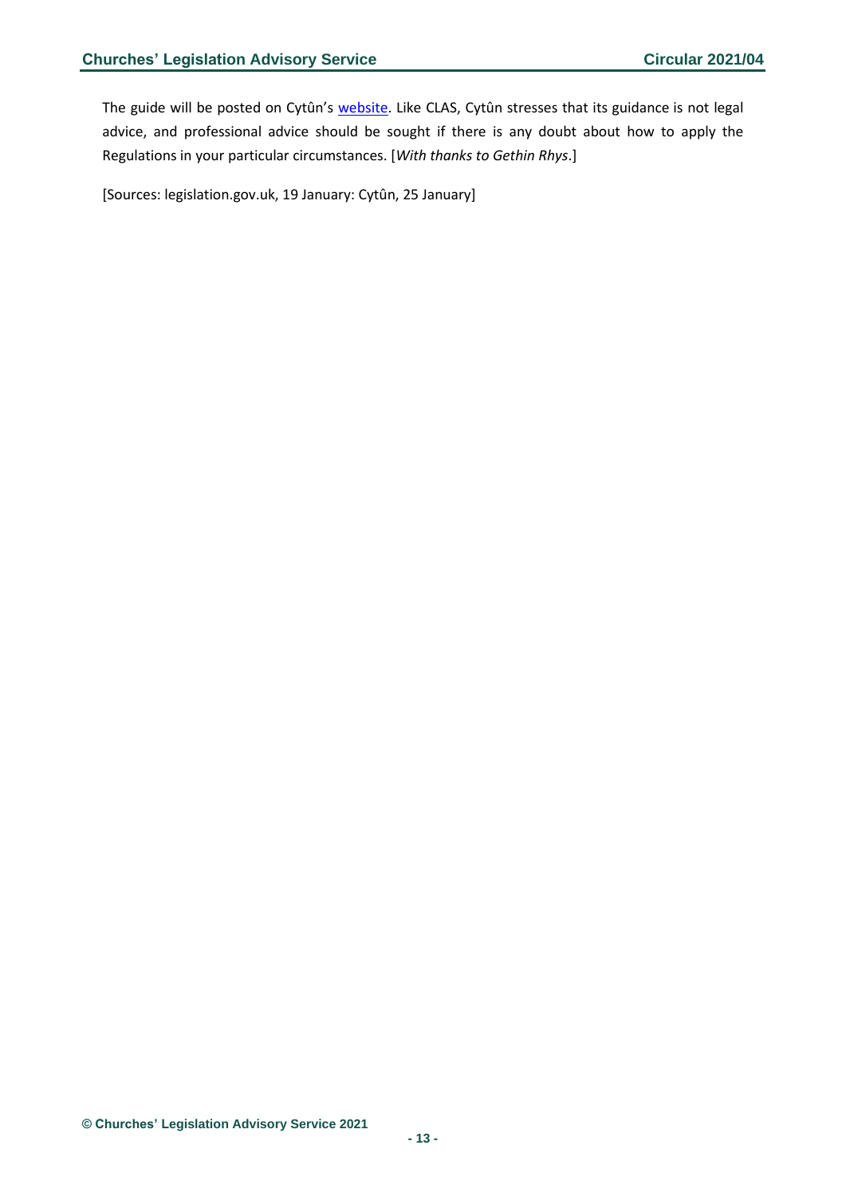The guide will be posted on Cytûn's website. Like CLAS, Cytûn stresses that its guidance is not legal advice, and professional advice should be sought if there is any doubt about how to apply the Regulations in your particular circumstances. [*With thanks to Gethin Rhys*.]

[Sources: legislation.gov.uk, 19 January: Cytûn, 25 January]